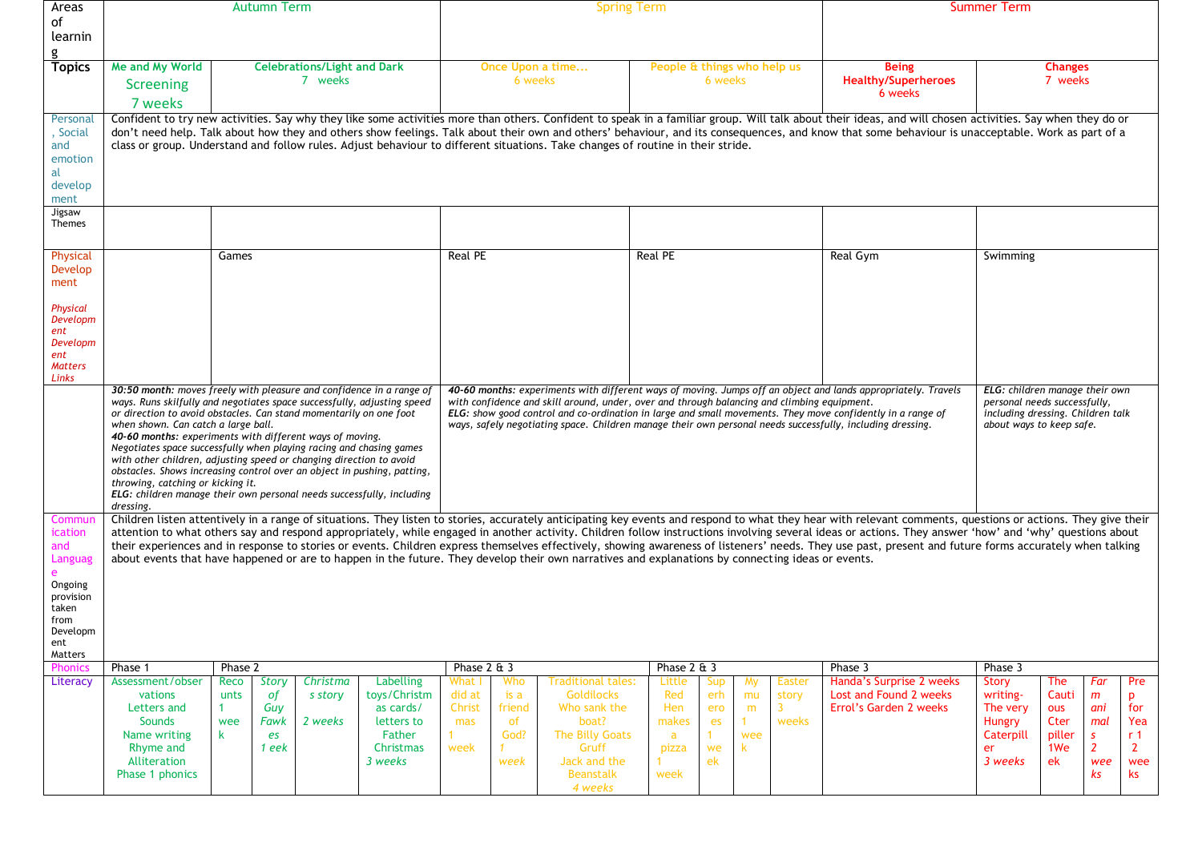| Areas of learning | Autumn Term | | Spring Term | | Summer Term | |
|---|---|---|---|---|---|---|
| **Topics** | **Me and My World** Screening 7 weeks | **Celebrations/Light and Dark** 7 weeks | **Once Upon a time...** 6 weeks | **People & things who help us** 6 weeks | **Being Healthy/Superheroes** 6 weeks | **Changes** 7 weeks |
| Personal, Social and emotional development | Confident to try new activities. Say why they like some activities more than others. Confident to speak in a familiar group. Will talk about their ideas, and will chosen activities. Say when they do or don't need help. Talk about how they and others show feelings. Talk about their own and others' behaviour, and its consequences, and know that some behaviour is unacceptable. Work as part of a class or group. Understand and follow rules. Adjust behaviour to different situations. Take changes of routine in their stride. | | | | | |
| Jigsaw Themes | | | | | | |
| Physical Development *Physical Development Matters Links* | | Games | Real PE | Real PE | Real Gym | Swimming |
| | ***30:50 month:*** *moves freely with pleasure and confidence in a range of ways. Runs skilfully and negotiates space successfully, adjusting speed or direction to avoid obstacles. Can stand momentarily on one foot when shown. Can catch a large ball.* ***40-60 months:*** *experiments with different ways of moving. Negotiates space successfully when playing racing and chasing games with other children, adjusting speed or changing direction to avoid obstacles. Shows increasing control over an object in pushing, patting, throwing, catching or kicking it.* ***ELG:*** *children manage their own personal needs successfully, including dressing.* | | ***40-60 months:*** *experiments with different ways of moving. Jumps off an object and lands appropriately. Travels with confidence and skill around, under, over and through balancing and climbing equipment.* ***ELG:*** *show good control and co-ordination in large and small movements. They move confidently in a range of ways, safely negotiating space. Children manage their own personal needs successfully, including dressing.* | | | ***ELG:*** *children manage their own personal needs successfully, including dressing. Children talk about ways to keep safe.* |
| Communication and Language Ongoing provision taken from Development Matters | Children listen attentively in a range of situations. They listen to stories, accurately anticipating key events and respond to what they hear with relevant comments, questions or actions. They give their attention to what others say and respond appropriately, while engaged in another activity. Children follow instructions involving several ideas or actions. They answer 'how' and 'why' questions about their experiences and in response to stories or events. Children express themselves effectively, showing awareness of listeners' needs. They use past, present and future forms accurately when talking about events that have happened or are to happen in the future. They develop their own narratives and explanations by connecting ideas or events. | | | | | |
| Phonics | Phase 1 | Phase 2 | Phase 2 & 3 | Phase 2 & 3 | Phase 3 | Phase 3 |
| Literacy | Assessment/observations; Letters and Sounds; Name writing; Rhyme and Alliteration; Phase 1 phonics | Recounts 1 week; *Story of Guy Fawkes 1 eek*; *Christmas story 2 weeks*; Labelling toys/Christmas cards/letters to Father Christmas *3 weeks* | What I did at Christmas 1 week; Who is a friend of God? *1 week*; Traditional tales: Goldilocks, Who sank the boat? The Billy Goats Gruff, Jack and the Beanstalk *4 weeks* | Little Red Hen makes a pizza 1 week; Superheroes 1 week; My mum 1 week; Easter story 3 weeks | Handa's Surprise 2 weeks; Lost and Found 2 weeks; Errol's Garden 2 weeks | Story writing- The very Hungry Caterpiller *3 weeks*; The Cautious Cterpiller 1Week; *Farm animals 2 weeks*; Prep for Year 1 2 weeks |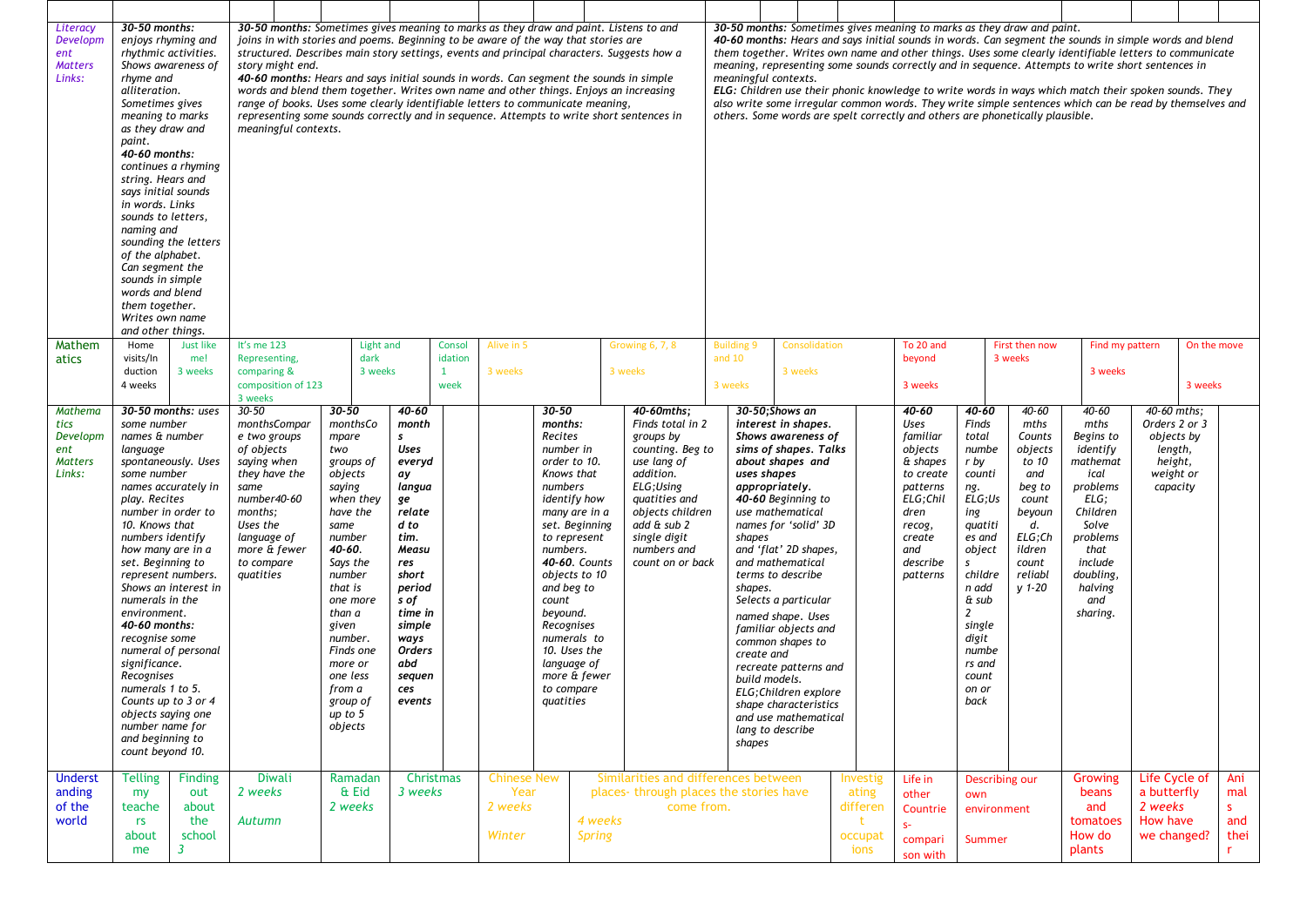| | | | | | | | | | | | | | | | | | | | | |
|---|---|---|---|---|---|---|---|---|---|---|---|---|---|---|---|---|---|---|---|---|
| *Literacy Development Matters Links:* | *30-50 months: enjoys rhyming and rhythmic activities. Shows awareness of rhyme and alliteration. Sometimes gives meaning to marks as they draw and paint. 40-60 months: continues a rhyming string. Hears and says initial sounds in words. Links sounds to letters, naming and sounding the letters of the alphabet. Can segment the sounds in simple words and blend them together. Writes own name and other things.* | | *30-50 months: Sometimes gives meaning to marks as they draw and paint. Listens to and joins in with stories and poems. Beginning to be aware of the way that stories are structured. Describes main story settings, events and principal characters. Suggests how a story might end. 40-60 months: Hears and says initial sounds in words. Can segment the sounds in simple words and blend them together. Writes own name and other things. Enjoys an increasing range of books. Uses some clearly identifiable letters to communicate meaning, representing some sounds correctly and in sequence. Attempts to write short sentences in meaningful contexts.* | | | | | | | | | *30-50 months: Sometimes gives meaning to marks as they draw and paint. 40-60 months: Hears and says initial sounds in words. Can segment the sounds in simple words and blend them together. Writes own name and other things. Uses some clearly identifiable letters to communicate meaning, representing some sounds correctly and in sequence. Attempts to write short sentences in meaningful contexts. ELG: Children use their phonic knowledge to write words in ways which match their spoken sounds. They also write some irregular common words. They write simple sentences which can be read by themselves and others. Some words are spelt correctly and others are phonetically plausible.* | | | | | | | | |
| Mathematics | Home visits/Introduction 4 weeks | Just like me! 3 weeks | It's me 123 Representing, comparing & composition of 123 3 weeks | | Light and dark 3 weeks | | Consolidation 1 week | Alive in 5 3 weeks | | Growing 6, 7, 8 3 weeks | | Building 9 and 10 3 weeks | Consolidation 3 weeks | | To 20 and beyond 3 weeks | | First then now 3 weeks | Find my pattern 3 weeks | | On the move 3 weeks |
| *Mathematics Development Matters Links:* | *30-50 months: uses some number names & number language spontaneously. Uses some number names accurately in play. Recites number in order to 10. Knows that numbers identify how many are in a set. Beginning to represent numbers. Shows an interest in numerals in the environment. 40-60 months: recognise some numeral of personal significance. Recognises numerals 1 to 5. Counts up to 3 or 4 objects saying one number name for and beginning to count beyond 10.* | | *30-50 monthsCompare two groups of objects saying when they have the same number40-60 months; Uses the language of more & fewer to compare quatities* | *30-50 monthsCompare two groups of objects saying when they have the same number 40-60. Says the number that is one more than a given number. Finds one more or one less from a group of up to 5 objects* | | *40-60 months Uses everyday language related to tim. Measures short periods of time in simple ways Orders abd sequences events* | | | *30-50 months: Recites number in order to 10. Knows that numbers identify how many are in a set. Beginning to represent numbers. 40-60. Counts objects to 10 and beg to count beyound. Recognises numerals to 10. Uses the language of more & fewer to compare quatities* | | *40-60mths; Finds total in 2 groups by counting. Beg to use lang of addition. ELG;Using quatities and objects children add & sub 2 single digit numbers and count on or back* | | *30-50;Shows an interest in shapes. Shows awareness of sims of shapes. Talks about shapes and uses shapes appropriately. 40-60 Beginning to use mathematical names for 'solid' 3D shapes and 'flat' 2D shapes, and mathematical terms to describe shapes. Selects a particular named shape. Uses familiar objects and common shapes to create and recreate patterns and build models. ELG;Children explore shape characteristics and use mathematical lang to describe shapes* | | *40-60 Uses familiar objects & shapes to create patterns ELG;Children recog, create and describe patterns* | *40-60 Finds total number by counting. ELG;Using quatities and objects children add & sub 2 single digit numbers and count on or back* | *40-60 mths Counts objects to 10 and beg to count beyound. ELG;Children count reliably 1-20* | *40-60 mths Begins to identify mathematical problems ELG; Children Solve problems that include doubling, halving and sharing.* | *40-60 mths; Orders 2 or 3 objects by length, height, weight or capacity* | | |
| Understanding of the world | Telling my teachers about me | Finding out about the school 3 | Diwali 2 weeks Autumn | Ramadan & Eid 2 weeks | Christmas 3 weeks | | | Chinese New Year 2 weeks Winter | Similarities and differences between places- through places the stories have come from. 4 weeks Spring | | | | | Investigating different occupations | Life in other Countries-comparison with | Describing our own environment Summer | | Growing beans and tomatoes How do plants | Life Cycle of a butterfly 2 weeks How have we changed? | Animals and their |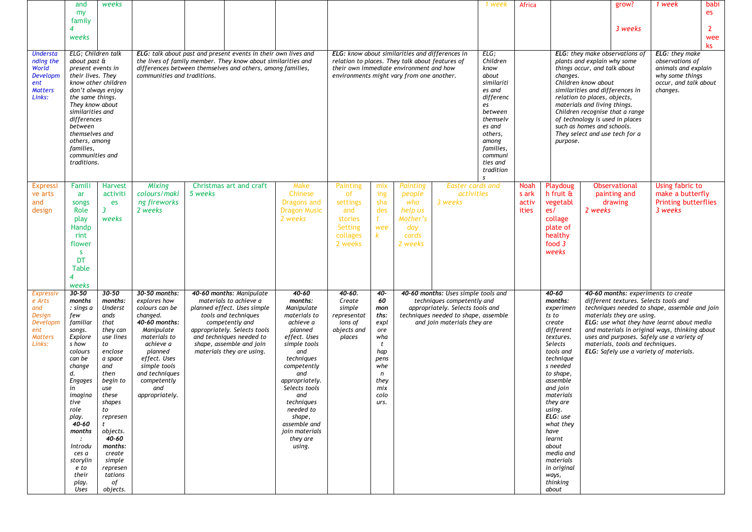| | | | | | | | | | | | | | | | | | | |
|---|---|---|---|---|---|---|---|---|---|---|---|---|---|---|---|---|---|---|
| | and my family 4 weeks | weeks | | | | | | | | | 1 week | Africa | | | | grow? 3 weeks | 1 week | babies 2 weeks |
| *Understanding the World Development Matters Links:* | *ELG; Children talk about past & present events in their lives. They know other children don't always enjoy the same things. They know about similarities and differences between themselves and others, among families, communities and traditions.* | | ***ELG:** talk about past and present events in their own lives and the lives of family member. They know about similarities and differences between themselves and others, among families, communities and traditions.* | | | | ***ELG:** know about similarities and differences in relation to places. They talk about features of their own immediate environment and how environments might vary from one another.* | | | | *ELG; Children know about similarities and differences between themselves and others, among families, communities and traditions* | | | ***ELG:** they make observations of plants and explain why some things occur, and talk about changes. Children know about similarities and differences in relation to places, objects, materials and living things. Children recognise that a range of technology is used in places such as homes and schools. They select and use tech for a purpose.* | | | ***ELG:** they make observations of animals and explain why some things occur, and talk about changes.* | |
| Expressive arts and design | Familiar songs Role play Handprint flowers DT Table 4 weeks | Harvest activities 3 weeks | *Mixing colours/making fireworks 2 weeks* | Christmas art and craft *5 weeks* | | Make Chinese Dragons and Dragon Music *2 weeks* | Painting of settings and stories Setting collages 2 weeks | mixing shades *1 week* | *Painting people who help us Mother's day cards 2 weeks* | *Easter cards and activities 3 weeks* | | Noahs ark activities | Playdough fruit & vegetables/ collage plate of healthy food *3 weeks* | | Observational painting and drawing *2 weeks* | | Using fabric to make a butterfly Printing butterflies *3 weeks* | |
| *Expressive Arts and Design Development Matters Links:* | ***30-50 months**: sings a few familiar songs. Explores how colours can be changed. Engages in imaginative role play. **40-60 months**: Introduces a storyline to their play. Uses* | ***30-50 months:** Understands that they can use lines to enclose a space and then begin to use these shapes to represent objects. **40-60 months:** create simple representations of objects.* | ***30-50 months:** explores how colours can be changed. **40-60 months:** Manipulate materials to achieve a planned effect. Uses simple tools and techniques competently and appropriately.* | ***40-60 months:** Manipulate materials to achieve a planned effect. Uses simple tools and techniques competently and appropriately. Selects tools and techniques needed to shape, assemble and join materials they are using.* | | ***40-60 months:** Manipulate materials to achieve a planned effect. Uses simple tools and techniques competently and appropriately. Selects tools and techniques needed to shape, assemble and join materials they are using.* | ***40-60.** Create simple representations of objects and places* | ***40-60 months:** explore what happens when they mix colours.* | ***40-60 months:** Uses simple tools and techniques competently and appropriately. Selects tools and techniques needed to shape, assemble and join materials they are* | | | | ***40-60 months:** experiments to create different textures. Selects tools and techniques needed to shape, assemble and join materials they are using. **ELG:** use what they have learnt about media and materials in original ways, thinking about* | | ***40-60 months:** experiments to create different textures. Selects tools and techniques needed to shape, assemble and join materials they are using. **ELG:** use what they have learnt about media and materials in original ways, thinking about uses and purposes. Safely use a variety of materials, tools and techniques. **ELG:** Safely use a variety of materials.* | | | |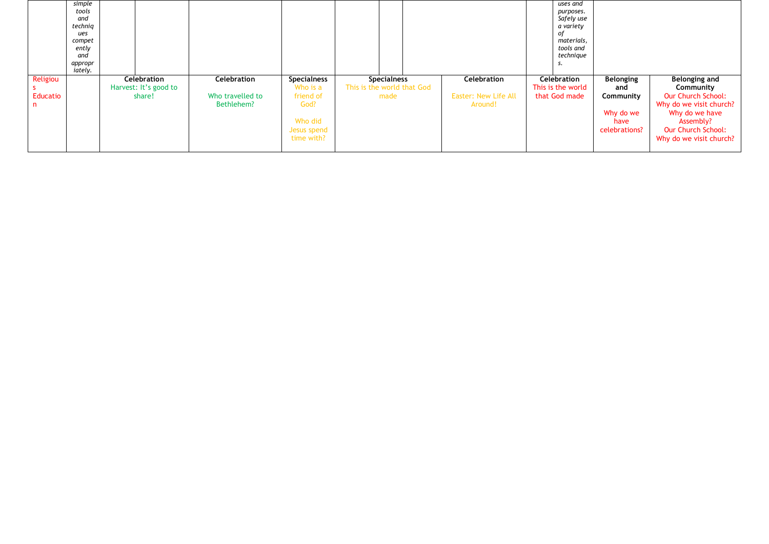| | | | | | | | | | | | | | |
|---|---|---|---|---|---|---|---|---|---|---|---|---|---|
| | *simple tools and techniques competently and appropriately.* | | | | | | | | | | *uses and purposes. Safely use a variety of materials, tools and techniques.* | | |
| Religious Education | | **Celebration** Harvest: It's good to share! | | **Celebration** Who travelled to Bethlehem? | **Specialness** Who is a friend of God? Who did Jesus spend time with? | **Specialness** This is the world that God made | | | **Celebration** Easter: New Life All Around! | **Celebration** This is the world that God made | | **Belonging and Community** Why do we have celebrations? | **Belonging and Community** Our Church School: Why do we visit church? Why do we have Assembly? Our Church School: Why do we visit church? |